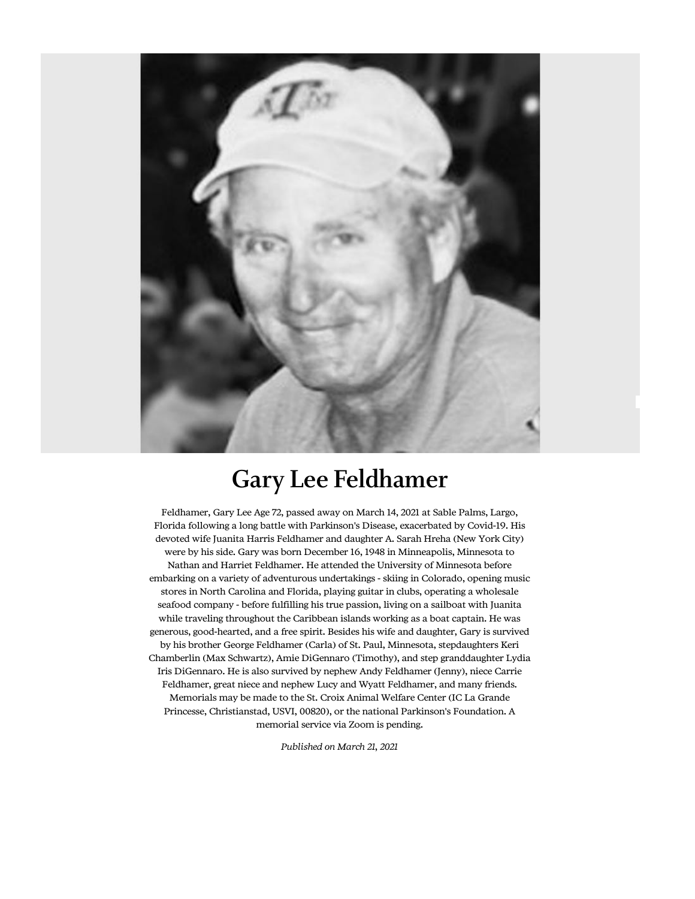# Gary Lee Feldhamer

Feldhamer, Gary Lee Age 72, passed away on March 14, 2021 at Sable Palms, Largo, Florida following a long battle with Parkinson's Disease, exacerbated by Covid-19. His devoted wife Juanita Harris Feldhamer and daughter A. Sarah Hreha (New York City) were by his side. Gary was born December 16, 1948 in Minneapolis, Minnesota to Nathan and Harriet Feldhamer. He attended the University of Minnesota before embarking on a variety of adventurous undertakings - skiing in Colorado, opening music stores in North Carolina and Florida, playing guitar in clubs, operating a wholesale seafood company - before fulfilling his true passion, living on a sailboat with Juanita while traveling throughout the Caribbean islands working as a boat captain. He was generous, good-hearted, and a free spirit. Besides his wife and daughter, Gary is survived by his brother George Feldhamer (Carla) of St. Paul, Minnesota, stepdaughters Keri Chamberlin (Max Schwartz), Amie DiGennaro (Timothy), and step granddaughter Lydia Iris DiGennaro. He is also survived by nephew Andy Feldhamer (Jenny), niece Carrie Feldhamer, great niece and nephew Lucy and Wyatt Feldhamer, and many friends. Memorials may be made to the St. Croix Animal Welfare Center (IC La Grande Princesse, Christianstad, USVI, 00820), or the national Parkinson's Foundation. A memorial service via Zoom is pending.

*Published on March 21, 2021*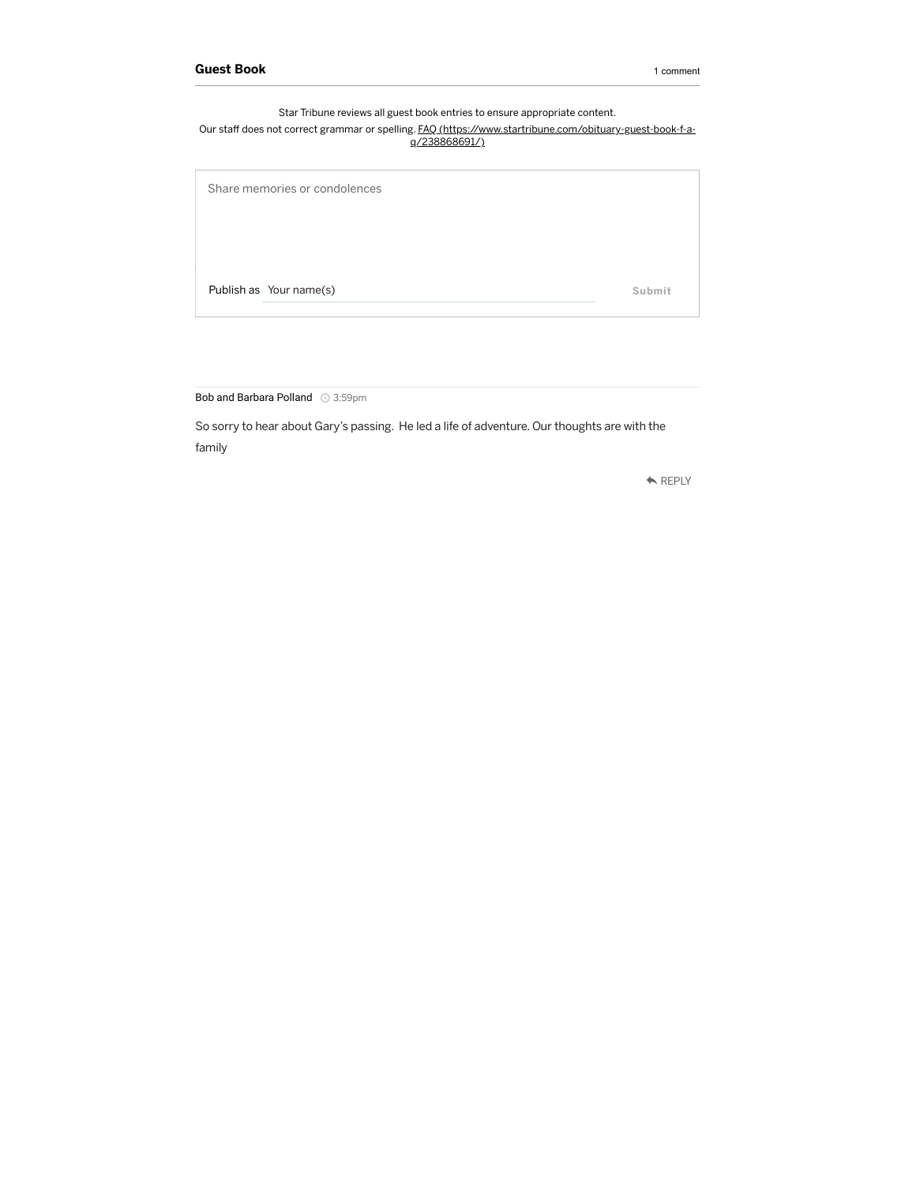**Guest Book**

1 comment

Star Tribune reviews all guest book entries to ensure appropriate content.
Our staff does not correct grammar or spelling. FAQ (https://www.startribune.com/obituary-guest-book-f-a-q/238868691/)

Share memories or condolences

Publish as Your name(s)

Submit

Bob and Barbara Polland 3:59pm

So sorry to hear about Gary's passing.  He led a life of adventure. Our thoughts are with the family

REPLY